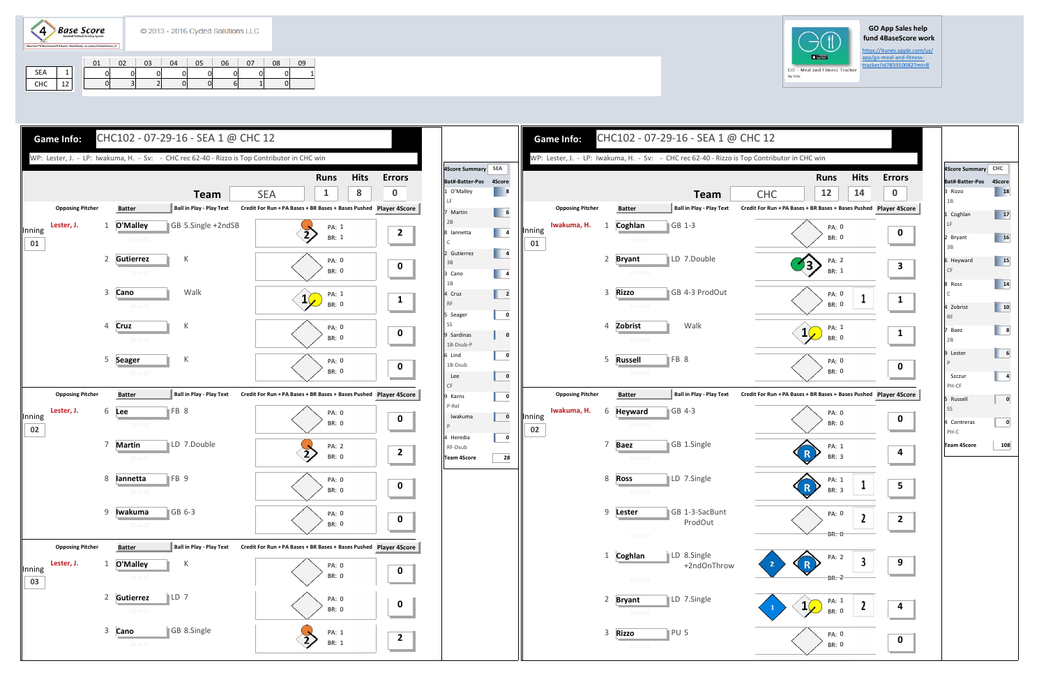4 Base Score

© 2013 - 2016 Cycled Solutions LLC

| | | 01 | 02 | 03 | 04 | 05 | 06 | 07 | 08 | 09 |
|---|---|---|---|---|---|---|---|---|---|---|
| SEA | 1 | 0 | 0 | 0 | 0 | 0 | 0 | 0 | 0 | 1 |
| CHC | 12 | 0 | 3 | 2 | 0 | 0 | 6 | 1 | 0 | |

GO App Sales help fund 4BaseScore work

https://itunes.apple.com/us/app/go-meal-and-fitness-tracker/id785910082?mt=8

GO - Meal and Fitness Tracker

## Game Info: CHC102 - 07-29-16 - SEA 1 @ CHC 12

WP: Lester, J. - LP: Iwakuma, H. - Sv: - CHC rec 62-40 - Rizzo is Top Contributor in CHC win

| Team | Runs | Hits | Errors |
|---|---|---|---|
| SEA | 1 | 8 | 0 |

| Inning | Opposing Pitcher | # | Batter | Ball in Play - Play Text | PA | BR | Player 4Score |
|---|---|---|---|---|---|---|---|
| 01 | Lester, J. | 1 | O'Malley | GB 5.Single +2ndSB | 1 | 1 | 2 |
| | | 2 | Gutierrez | K | 0 | 0 | 0 |
| | | 3 | Cano | Walk | 1 | 0 | 1 |
| | | 4 | Cruz | K | 0 | 0 | 0 |
| | | 5 | Seager | K | 0 | 0 | 0 |
| 02 | Lester, J. | 6 | Lee | FB 8 | 0 | 0 | 0 |
| | | 7 | Martin | LD 7.Double | 2 | 0 | 2 |
| | | 8 | Iannetta | FB 9 | 0 | 0 | 0 |
| | | 9 | Iwakuma | GB 6-3 | 0 | 0 | 0 |
| 03 | Lester, J. | 1 | O'Malley | K | 0 | 0 | 0 |
| | | 2 | Gutierrez | LD 7 | 0 | 0 | 0 |
| | | 3 | Cano | GB 8.Single | 1 | 1 | 2 |

**4Score Summary SEA**

| Bat#-Batter-Pos | 4Score |
|---|---|
| 1 O'Malley LF | 8 |
| 7 Martin 2B | 6 |
| 8 Iannetta C | 4 |
| 2 Gutierrez 3B | 4 |
| 3 Cano 1B | 4 |
| 4 Cruz RF | 2 |
| 5 Seager SS | 0 |
| 9 Sardinas 1B-Dsub-P | 0 |
| 6 Lind 1B-Dsub | 0 |
| Lee CF | 0 |
| 9 Karns P-Rel | 0 |
| Iwakuma P | 0 |
| 4 Heredia RF-Dsub | 0 |
| Team 4Score | 28 |

## Game Info: CHC102 - 07-29-16 - SEA 1 @ CHC 12

WP: Lester, J. - LP: Iwakuma, H. - Sv: - CHC rec 62-40 - Rizzo is Top Contributor in CHC win

| Team | Runs | Hits | Errors |
|---|---|---|---|
| CHC | 12 | 14 | 0 |

| Inning | Opposing Pitcher | # | Batter | Ball in Play - Play Text | Credit For Run + PA Bases + BR Bases + Bases Pushed | PA | BR | Player 4Score |
|---|---|---|---|---|---|---|---|---|
| 01 | Iwakuma, H. | 1 | Coghlan | GB 1-3 | | 0 | 0 | 0 |
| | | 2 | Bryant | LD 7.Double | | 2 | 1 | 3 |
| | | 3 | Rizzo | GB 4-3 ProdOut | 1 | 0 | 0 | 1 |
| | | 4 | Zobrist | Walk | | 1 | 0 | 1 |
| | | 5 | Russell | FB 8 | | 0 | 0 | 0 |
| 02 | Iwakuma, H. | 6 | Heyward | GB 4-3 | | 0 | 0 | 0 |
| | | 7 | Baez | GB 1.Single | | 1 | 3 | 4 |
| | | 8 | Ross | LD 7.Single | 1 | 1 | 3 | 5 |
| | | 9 | Lester | GB 1-3-SacBunt ProdOut | 2 | 0 | 0 | 2 |
| | | 1 | Coghlan | LD 8.Single +2ndOnThrow | 3 | 2 | 2 | 9 |
| | | 2 | Bryant | LD 7.Single | 2 | 1 | 0 | 4 |
| | | 3 | Rizzo | PU 5 | | 0 | 0 | 0 |

**4Score Summary CHC**

| Bat#-Batter-Pos | 4Score |
|---|---|
| 3 Rizzo 1B | 18 |
| 1 Coghlan LF | 17 |
| 2 Bryant 3B | 16 |
| 6 Heyward CF | 15 |
| 8 Ross C | 14 |
| 4 Zobrist RF | 10 |
| 7 Baez 2B | 8 |
| 9 Lester P | 6 |
| Szczur PH-CF | 4 |
| 5 Russell SS | 0 |
| 4 Contreras PH-C | 0 |
| Team 4Score | 108 |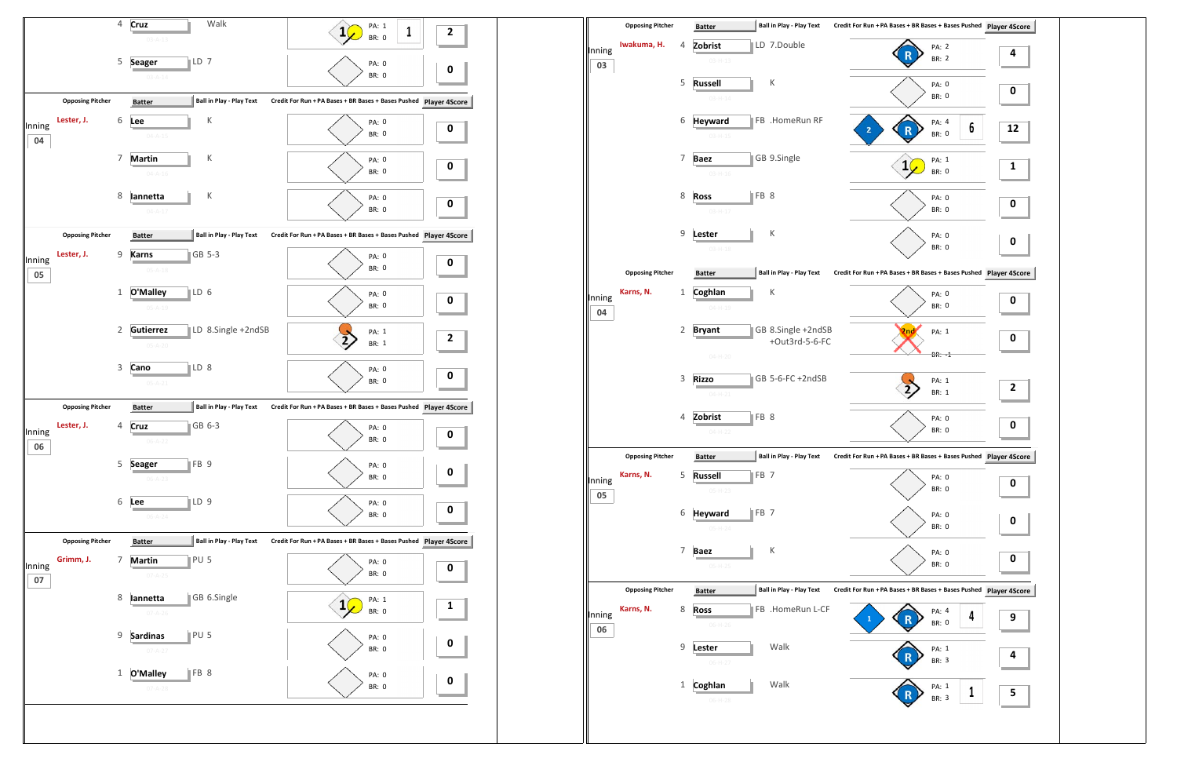| Inning | Opposing Pitcher | # | Batter | Ball in Play - Play Text | Credit For Run + PA Bases + BR Bases + Bases Pushed | Player 4Score |
|---|---|---|---|---|---|---|
| | | 4 | Cruz | Walk | PA: 1 BR: 0 (1) | 2 |
| | | 5 | Seager | LD 7 | PA: 0 BR: 0 | 0 |
| 04 | Lester, J. | 6 | Lee | K | PA: 0 BR: 0 | 0 |
| | | 7 | Martin | K | PA: 0 BR: 0 | 0 |
| | | 8 | Iannetta | K | PA: 0 BR: 0 | 0 |
| 05 | Lester, J. | 9 | Karns | GB 5-3 | PA: 0 BR: 0 | 0 |
| | | 1 | O'Malley | LD 6 | PA: 0 BR: 0 | 0 |
| | | 2 | Gutierrez | LD 8.Single +2ndSB | PA: 1 BR: 1 | 2 |
| | | 3 | Cano | LD 8 | PA: 0 BR: 0 | 0 |
| 06 | Lester, J. | 4 | Cruz | GB 6-3 | PA: 0 BR: 0 | 0 |
| | | 5 | Seager | FB 9 | PA: 0 BR: 0 | 0 |
| | | 6 | Lee | LD 9 | PA: 0 BR: 0 | 0 |
| 07 | Grimm, J. | 7 | Martin | PU 5 | PA: 0 BR: 0 | 0 |
| | | 8 | Iannetta | GB 6.Single | PA: 1 BR: 0 | 1 |
| | | 9 | Sardinas | PU 5 | PA: 0 BR: 0 | 0 |
| | | 1 | O'Malley | FB 8 | PA: 0 BR: 0 | 0 |

| Inning | Opposing Pitcher | # | Batter | Ball in Play - Play Text | Credit For Run + PA Bases + BR Bases + Bases Pushed | Player 4Score |
|---|---|---|---|---|---|---|
| 03 | Iwakuma, H. | 4 | Zobrist | LD 7.Double | R PA: 2 BR: 2 | 4 |
| | | 5 | Russell | K | PA: 0 BR: 0 | 0 |
| | | 6 | Heyward | FB .HomeRun RF | 2 R PA: 4 BR: 0 (6) | 12 |
| | | 7 | Baez | GB 9.Single | PA: 1 BR: 0 | 1 |
| | | 8 | Ross | FB 8 | PA: 0 BR: 0 | 0 |
| | | 9 | Lester | K | PA: 0 BR: 0 | 0 |
| 04 | Karns, N. | 1 | Coghlan | K | PA: 0 BR: 0 | 0 |
| | | 2 | Bryant | GB 8.Single +2ndSB +Out3rd-5-6-FC | PA: 1 BR: -1 | 0 |
| | | 3 | Rizzo | GB 5-6-FC +2ndSB | PA: 1 BR: 1 | 2 |
| | | 4 | Zobrist | FB 8 | PA: 0 BR: 0 | 0 |
| 05 | Karns, N. | 5 | Russell | FB 7 | PA: 0 BR: 0 | 0 |
| | | 6 | Heyward | FB 7 | PA: 0 BR: 0 | 0 |
| | | 7 | Baez | K | PA: 0 BR: 0 | 0 |
| 06 | Karns, N. | 8 | Ross | FB .HomeRun L-CF | 1 R PA: 4 BR: 0 (4) | 9 |
| | | 9 | Lester | Walk | R PA: 1 BR: 3 | 4 |
| | | 1 | Coghlan | Walk | R PA: 1 BR: 3 (1) | 5 |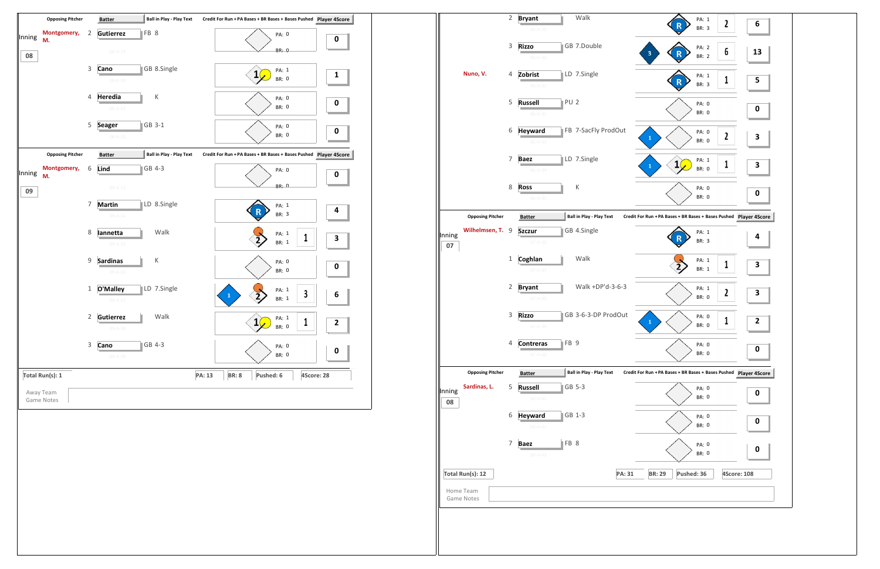## Away Team

| Inning | Opposing Pitcher | # | Batter | Ball in Play - Play Text | Credit For Run + PA Bases + BR Bases + Bases Pushed | Player 4Score |
|---|---|---|---|---|---|---|
| 08 | Montgomery, M. | 2 | Gutierrez | FB 8 | PA: 0 BR: 0 | 0 |
| | | 3 | Cano | GB 8.Single | 1 PA: 1 BR: 0 | 1 |
| | | 4 | Heredia | K | PA: 0 BR: 0 | 0 |
| | | 5 | Seager | GB 3-1 | PA: 0 BR: 0 | 0 |
| 09 | Montgomery, M. | 6 | Lind | GB 4-3 | PA: 0 BR: 0 | 0 |
| | | 7 | Martin | LD 8.Single | R PA: 1 BR: 3 | 4 |
| | | 8 | Iannetta | Walk | 2 PA: 1 BR: 1 1 | 3 |
| | | 9 | Sardinas | K | PA: 0 BR: 0 | 0 |
| | | 1 | O'Malley | LD 7.Single | 1 2 PA: 1 BR: 1 3 | 6 |
| | | 2 | Gutierrez | Walk | 1 PA: 1 BR: 0 1 | 2 |
| | | 3 | Cano | GB 4-3 | PA: 0 BR: 0 | 0 |

Total Run(s): 1 | PA: 13 | BR: 8 | Pushed: 6 | 4Score: 28

Away Team Game Notes

## Home Team

| Inning | Opposing Pitcher | # | Batter | Ball in Play - Play Text | Credit For Run + PA Bases + BR Bases + Bases Pushed | Player 4Score |
|---|---|---|---|---|---|---|
| | | 2 | Bryant | Walk | R PA: 1 BR: 3 2 | 6 |
| | | 3 | Rizzo | GB 7.Double | 3 R PA: 2 BR: 2 6 | 13 |
| | Nuno, V. | 4 | Zobrist | LD 7.Single | R PA: 1 BR: 3 1 | 5 |
| | | 5 | Russell | PU 2 | PA: 0 BR: 0 | 0 |
| | | 6 | Heyward | FB 7-SacFly ProdOut | 1 PA: 0 BR: 0 2 | 3 |
| | | 7 | Baez | LD 7.Single | 1 1 PA: 1 BR: 0 1 | 3 |
| | | 8 | Ross | K | PA: 0 BR: 0 | 0 |
| 07 | Wilhelmsen, T. | 9 | Szczur | GB 4.Single | R PA: 1 BR: 3 | 4 |
| | | 1 | Coghlan | Walk | 2 PA: 1 BR: 1 1 | 3 |
| | | 2 | Bryant | Walk +DP'd-3-6-3 | PA: 1 BR: 0 2 | 3 |
| | | 3 | Rizzo | GB 3-6-3-DP ProdOut | 1 PA: 0 BR: 0 1 | 2 |
| | | 4 | Contreras | FB 9 | PA: 0 BR: 0 | 0 |
| 08 | Sardinas, L. | 5 | Russell | GB 5-3 | PA: 0 BR: 0 | 0 |
| | | 6 | Heyward | GB 1-3 | PA: 0 BR: 0 | 0 |
| | | 7 | Baez | FB 8 | PA: 0 BR: 0 | 0 |

Total Run(s): 12 | PA: 31 | BR: 29 | Pushed: 36 | 4Score: 108

Home Team Game Notes